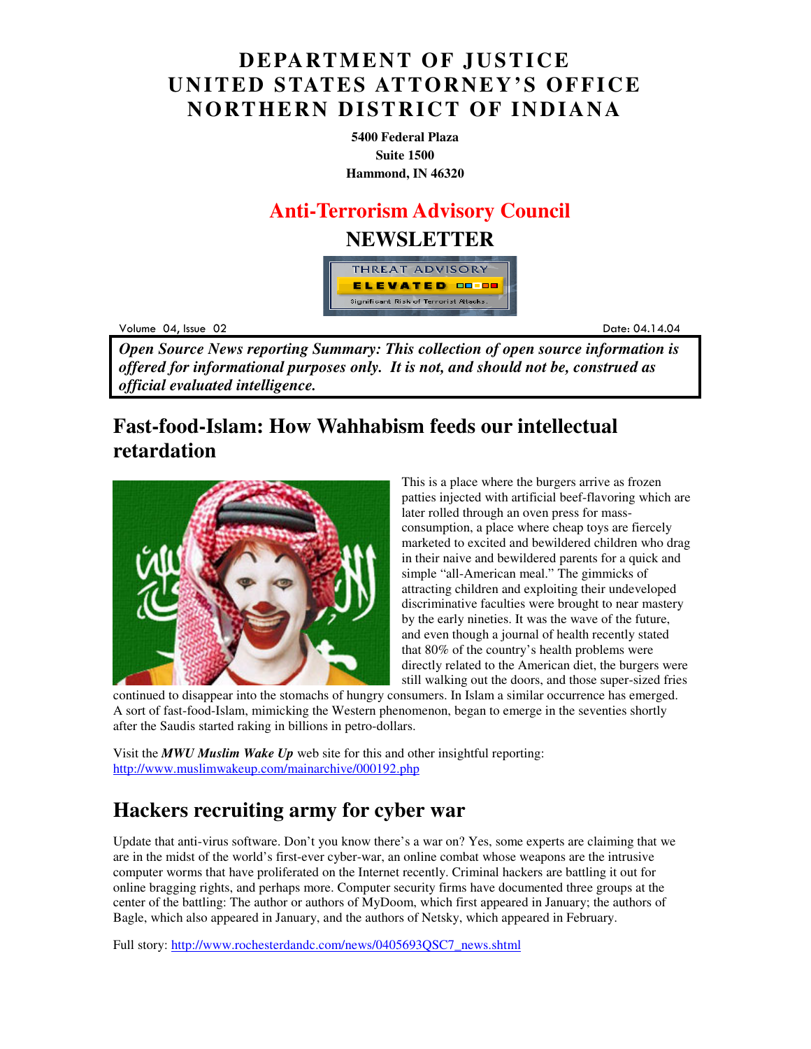# DEPARTMENT OF JUSTICE
# UNITED STATES ATTORNEY'S OFFICE
# NORTHERN DISTRICT OF INDIANA

**5400 Federal Plaza**
**Suite 1500**
**Hammond, IN 46320**

## Anti-Terrorism Advisory Council

## NEWSLETTER

THREAT ADVISORY
ELEVATED
Significant Risk of Terrorist Attacks.

Volume 04, Issue 02 Date: 04.14.04

***Open Source News reporting Summary: This collection of open source information is offered for informational purposes only. It is not, and should not be, construed as official evaluated intelligence.***

## Fast-food-Islam: How Wahhabism feeds our intellectual retardation

This is a place where the burgers arrive as frozen patties injected with artificial beef-flavoring which are later rolled through an oven press for mass-consumption, a place where cheap toys are fiercely marketed to excited and bewildered children who drag in their naive and bewildered parents for a quick and simple "all-American meal." The gimmicks of attracting children and exploiting their undeveloped discriminative faculties were brought to near mastery by the early nineties. It was the wave of the future, and even though a journal of health recently stated that 80% of the country's health problems were directly related to the American diet, the burgers were still walking out the doors, and those super-sized fries continued to disappear into the stomachs of hungry consumers. In Islam a similar occurrence has emerged. A sort of fast-food-Islam, mimicking the Western phenomenon, began to emerge in the seventies shortly after the Saudis started raking in billions in petro-dollars.

Visit the ***MWU Muslim Wake Up*** web site for this and other insightful reporting: http://www.muslimwakeup.com/mainarchive/000192.php

## Hackers recruiting army for cyber war

Update that anti-virus software. Don't you know there's a war on? Yes, some experts are claiming that we are in the midst of the world's first-ever cyber-war, an online combat whose weapons are the intrusive computer worms that have proliferated on the Internet recently. Criminal hackers are battling it out for online bragging rights, and perhaps more. Computer security firms have documented three groups at the center of the battling: The author or authors of MyDoom, which first appeared in January; the authors of Bagle, which also appeared in January, and the authors of Netsky, which appeared in February.

Full story: http://www.rochesterdandc.com/news/0405693QSC7_news.shtml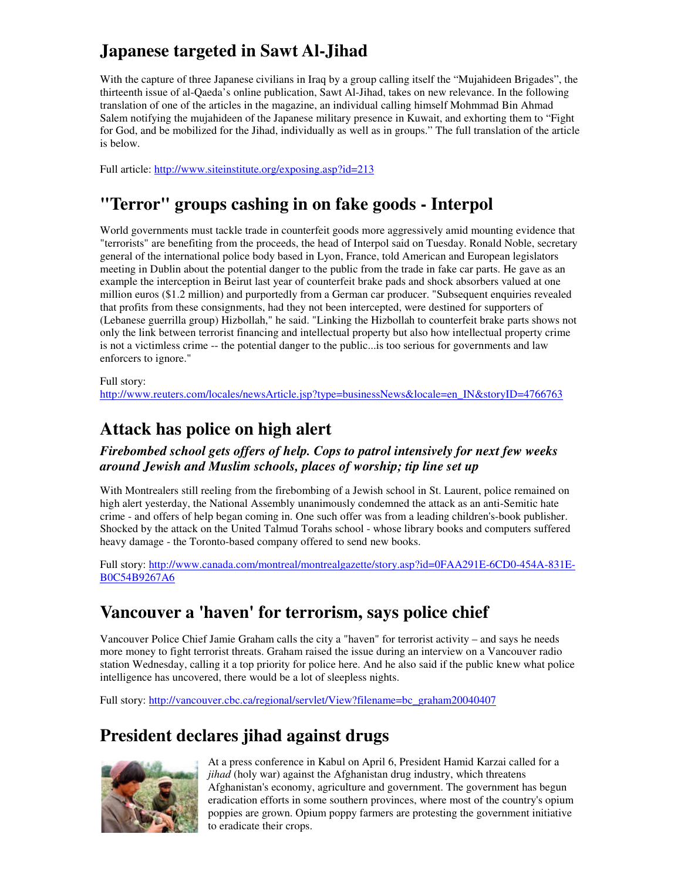## Japanese targeted in Sawt Al-Jihad

With the capture of three Japanese civilians in Iraq by a group calling itself the "Mujahideen Brigades", the thirteenth issue of al-Qaeda's online publication, Sawt Al-Jihad, takes on new relevance. In the following translation of one of the articles in the magazine, an individual calling himself Mohmmad Bin Ahmad Salem notifying the mujahideen of the Japanese military presence in Kuwait, and exhorting them to "Fight for God, and be mobilized for the Jihad, individually as well as in groups." The full translation of the article is below.

Full article: http://www.siteinstitute.org/exposing.asp?id=213

## "Terror" groups cashing in on fake goods - Interpol

World governments must tackle trade in counterfeit goods more aggressively amid mounting evidence that "terrorists" are benefiting from the proceeds, the head of Interpol said on Tuesday. Ronald Noble, secretary general of the international police body based in Lyon, France, told American and European legislators meeting in Dublin about the potential danger to the public from the trade in fake car parts. He gave as an example the interception in Beirut last year of counterfeit brake pads and shock absorbers valued at one million euros ($1.2 million) and purportedly from a German car producer. "Subsequent enquiries revealed that profits from these consignments, had they not been intercepted, were destined for supporters of (Lebanese guerrilla group) Hizbollah," he said. "Linking the Hizbollah to counterfeit brake parts shows not only the link between terrorist financing and intellectual property but also how intellectual property crime is not a victimless crime -- the potential danger to the public...is too serious for governments and law enforcers to ignore."

Full story:
http://www.reuters.com/locales/newsArticle.jsp?type=businessNews&locale=en_IN&storyID=4766763

## Attack has police on high alert

### *Firebombed school gets offers of help. Cops to patrol intensively for next few weeks around Jewish and Muslim schools, places of worship; tip line set up*

With Montrealers still reeling from the firebombing of a Jewish school in St. Laurent, police remained on high alert yesterday, the National Assembly unanimously condemned the attack as an anti-Semitic hate crime - and offers of help began coming in. One such offer was from a leading children's-book publisher. Shocked by the attack on the United Talmud Torahs school - whose library books and computers suffered heavy damage - the Toronto-based company offered to send new books.

Full story: http://www.canada.com/montreal/montrealgazette/story.asp?id=0FAA291E-6CD0-454A-831E-B0C54B9267A6

## Vancouver a 'haven' for terrorism, says police chief

Vancouver Police Chief Jamie Graham calls the city a "haven" for terrorist activity – and says he needs more money to fight terrorist threats. Graham raised the issue during an interview on a Vancouver radio station Wednesday, calling it a top priority for police here. And he also said if the public knew what police intelligence has uncovered, there would be a lot of sleepless nights.

Full story: http://vancouver.cbc.ca/regional/servlet/View?filename=bc_graham20040407

## President declares jihad against drugs

At a press conference in Kabul on April 6, President Hamid Karzai called for a *jihad* (holy war) against the Afghanistan drug industry, which threatens Afghanistan's economy, agriculture and government. The government has begun eradication efforts in some southern provinces, where most of the country's opium poppies are grown. Opium poppy farmers are protesting the government initiative to eradicate their crops.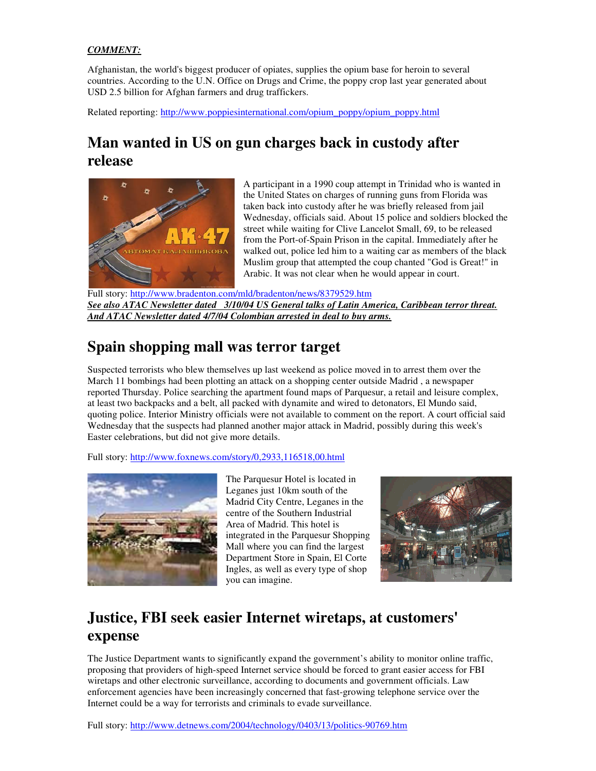***COMMENT:***

Afghanistan, the world's biggest producer of opiates, supplies the opium base for heroin to several countries. According to the U.N. Office on Drugs and Crime, the poppy crop last year generated about USD 2.5 billion for Afghan farmers and drug traffickers.

Related reporting: http://www.poppiesinternational.com/opium_poppy/opium_poppy.html

# Man wanted in US on gun charges back in custody after release

A participant in a 1990 coup attempt in Trinidad who is wanted in the United States on charges of running guns from Florida was taken back into custody after he was briefly released from jail Wednesday, officials said. About 15 police and soldiers blocked the street while waiting for Clive Lancelot Small, 69, to be released from the Port-of-Spain Prison in the capital. Immediately after he walked out, police led him to a waiting car as members of the black Muslim group that attempted the coup chanted "God is Great!" in Arabic. It was not clear when he would appear in court.

Full story: http://www.bradenton.com/mld/bradenton/news/8379529.htm

***See also ATAC Newsletter dated 3/10/04 US General talks of Latin America, Caribbean terror threat. And ATAC Newsletter dated 4/7/04 Colombian arrested in deal to buy arms.***

# Spain shopping mall was terror target

Suspected terrorists who blew themselves up last weekend as police moved in to arrest them over the March 11 bombings had been plotting an attack on a shopping center outside Madrid , a newspaper reported Thursday. Police searching the apartment found maps of Parquesur, a retail and leisure complex, at least two backpacks and a belt, all packed with dynamite and wired to detonators, El Mundo said, quoting police. Interior Ministry officials were not available to comment on the report. A court official said Wednesday that the suspects had planned another major attack in Madrid, possibly during this week's Easter celebrations, but did not give more details.

Full story: http://www.foxnews.com/story/0,2933,116518,00.html

The Parquesur Hotel is located in Leganes just 10km south of the Madrid City Centre, Leganes in the centre of the Southern Industrial Area of Madrid. This hotel is integrated in the Parquesur Shopping Mall where you can find the largest Department Store in Spain, El Corte Ingles, as well as every type of shop you can imagine.

# Justice, FBI seek easier Internet wiretaps, at customers' expense

The Justice Department wants to significantly expand the government's ability to monitor online traffic, proposing that providers of high-speed Internet service should be forced to grant easier access for FBI wiretaps and other electronic surveillance, according to documents and government officials. Law enforcement agencies have been increasingly concerned that fast-growing telephone service over the Internet could be a way for terrorists and criminals to evade surveillance.

Full story: http://www.detnews.com/2004/technology/0403/13/politics-90769.htm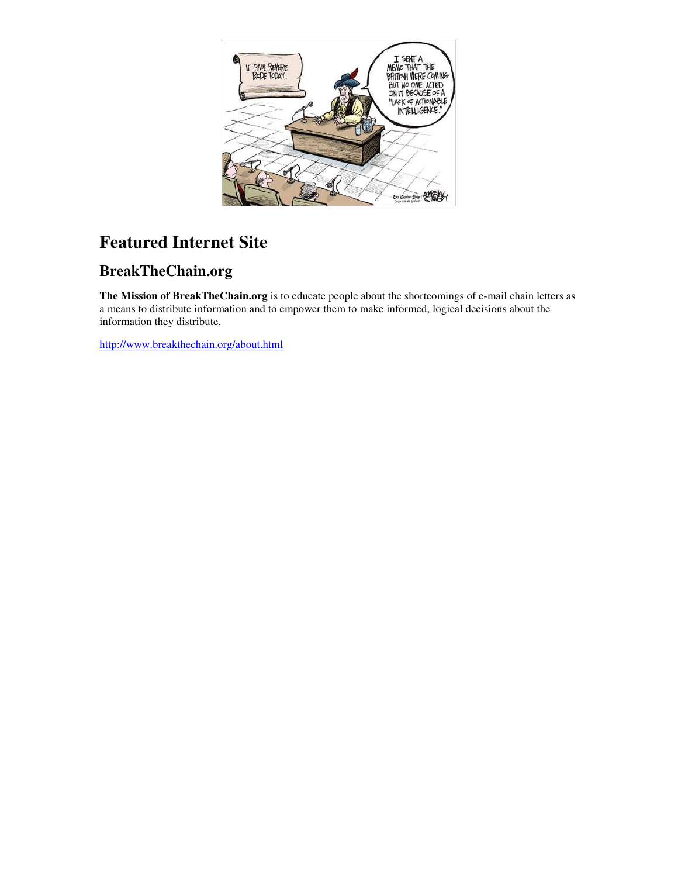# Featured Internet Site

## BreakTheChain.org

**The Mission of BreakTheChain.org** is to educate people about the shortcomings of e-mail chain letters as a means to distribute information and to empower them to make informed, logical decisions about the information they distribute.

http://www.breakthechain.org/about.html